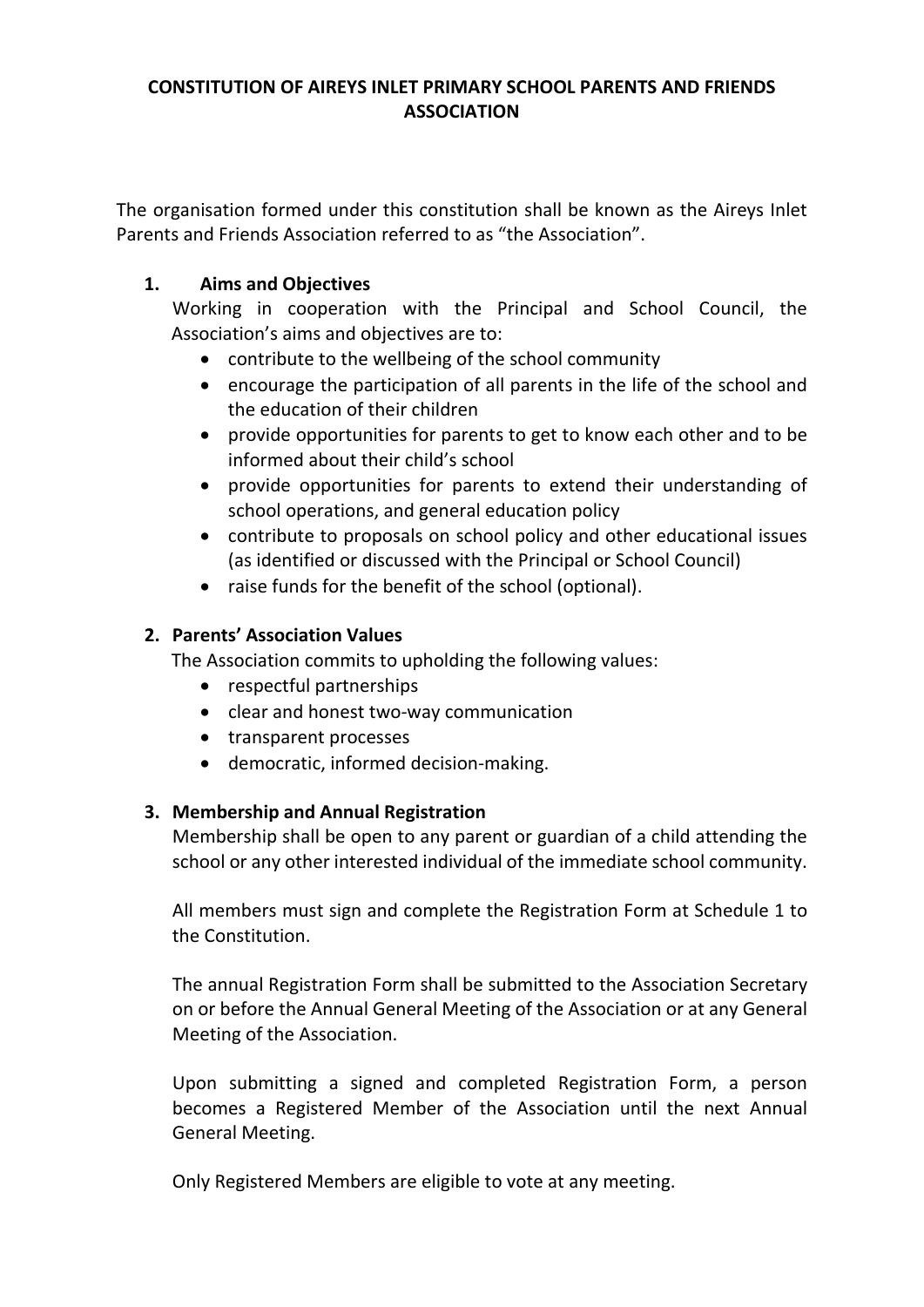# CONSTITUTION OF AIREYS INLET PRIMARY SCHOOL PARENTS AND FRIENDS ASSOCIATION

The organisation formed under this constitution shall be known as the Aireys Inlet Parents and Friends Association referred to as "the Association".

## 1. Aims and Objectives

Working in cooperation with the Principal and School Council, the Association's aims and objectives are to:

- contribute to the wellbeing of the school community
- encourage the participation of all parents in the life of the school and the education of their children
- provide opportunities for parents to get to know each other and to be informed about their child's school
- provide opportunities for parents to extend their understanding of school operations, and general education policy
- contribute to proposals on school policy and other educational issues (as identified or discussed with the Principal or School Council)
- raise funds for the benefit of the school (optional).

## 2. Parents' Association Values

The Association commits to upholding the following values:

- respectful partnerships
- clear and honest two-way communication
- transparent processes
- democratic, informed decision-making.

## 3. Membership and Annual Registration

Membership shall be open to any parent or guardian of a child attending the school or any other interested individual of the immediate school community.

All members must sign and complete the Registration Form at Schedule 1 to the Constitution.

The annual Registration Form shall be submitted to the Association Secretary on or before the Annual General Meeting of the Association or at any General Meeting of the Association.

Upon submitting a signed and completed Registration Form, a person becomes a Registered Member of the Association until the next Annual General Meeting.

Only Registered Members are eligible to vote at any meeting.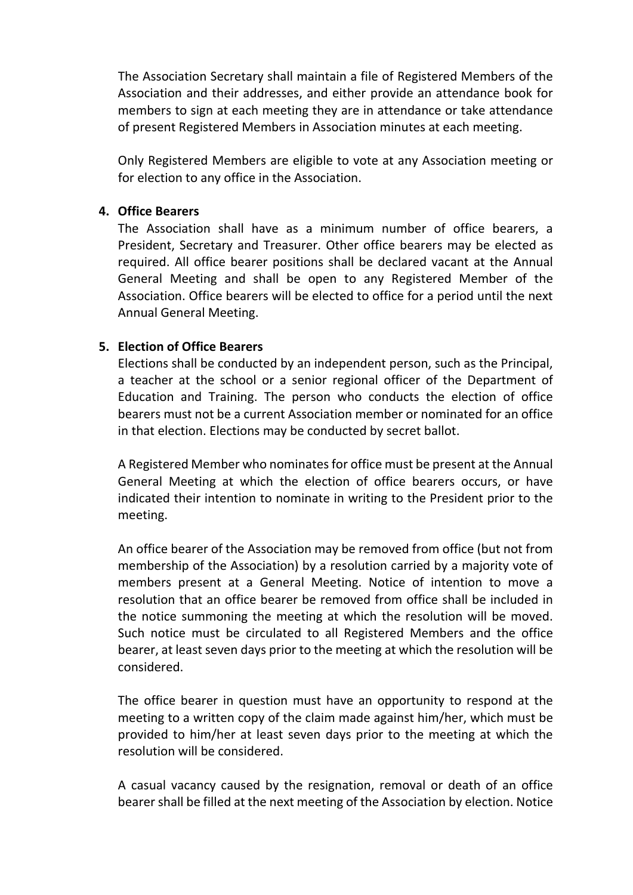The Association Secretary shall maintain a file of Registered Members of the Association and their addresses, and either provide an attendance book for members to sign at each meeting they are in attendance or take attendance of present Registered Members in Association minutes at each meeting.

Only Registered Members are eligible to vote at any Association meeting or for election to any office in the Association.

4. **Office Bearers**

The Association shall have as a minimum number of office bearers, a President, Secretary and Treasurer. Other office bearers may be elected as required. All office bearer positions shall be declared vacant at the Annual General Meeting and shall be open to any Registered Member of the Association. Office bearers will be elected to office for a period until the next Annual General Meeting.

5. **Election of Office Bearers**

Elections shall be conducted by an independent person, such as the Principal, a teacher at the school or a senior regional officer of the Department of Education and Training. The person who conducts the election of office bearers must not be a current Association member or nominated for an office in that election. Elections may be conducted by secret ballot.

A Registered Member who nominates for office must be present at the Annual General Meeting at which the election of office bearers occurs, or have indicated their intention to nominate in writing to the President prior to the meeting.

An office bearer of the Association may be removed from office (but not from membership of the Association) by a resolution carried by a majority vote of members present at a General Meeting. Notice of intention to move a resolution that an office bearer be removed from office shall be included in the notice summoning the meeting at which the resolution will be moved. Such notice must be circulated to all Registered Members and the office bearer, at least seven days prior to the meeting at which the resolution will be considered.

The office bearer in question must have an opportunity to respond at the meeting to a written copy of the claim made against him/her, which must be provided to him/her at least seven days prior to the meeting at which the resolution will be considered.

A casual vacancy caused by the resignation, removal or death of an office bearer shall be filled at the next meeting of the Association by election. Notice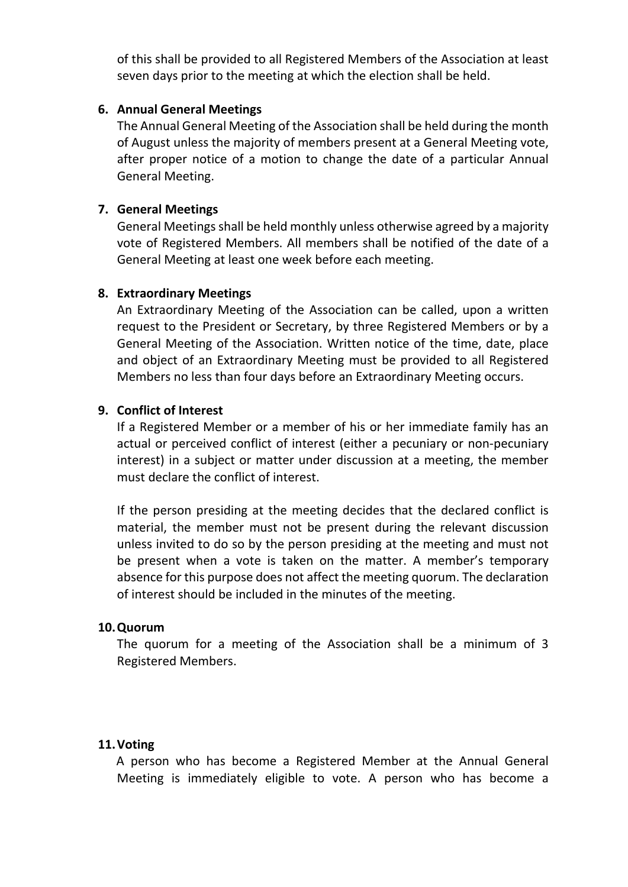of this shall be provided to all Registered Members of the Association at least seven days prior to the meeting at which the election shall be held.

6. **Annual General Meetings**
   The Annual General Meeting of the Association shall be held during the month of August unless the majority of members present at a General Meeting vote, after proper notice of a motion to change the date of a particular Annual General Meeting.

7. **General Meetings**
   General Meetings shall be held monthly unless otherwise agreed by a majority vote of Registered Members. All members shall be notified of the date of a General Meeting at least one week before each meeting.

8. **Extraordinary Meetings**
   An Extraordinary Meeting of the Association can be called, upon a written request to the President or Secretary, by three Registered Members or by a General Meeting of the Association. Written notice of the time, date, place and object of an Extraordinary Meeting must be provided to all Registered Members no less than four days before an Extraordinary Meeting occurs.

9. **Conflict of Interest**
   If a Registered Member or a member of his or her immediate family has an actual or perceived conflict of interest (either a pecuniary or non-pecuniary interest) in a subject or matter under discussion at a meeting, the member must declare the conflict of interest.

   If the person presiding at the meeting decides that the declared conflict is material, the member must not be present during the relevant discussion unless invited to do so by the person presiding at the meeting and must not be present when a vote is taken on the matter. A member's temporary absence for this purpose does not affect the meeting quorum. The declaration of interest should be included in the minutes of the meeting.

10. **Quorum**
    The quorum for a meeting of the Association shall be a minimum of 3 Registered Members.

11. **Voting**
    A person who has become a Registered Member at the Annual General Meeting is immediately eligible to vote. A person who has become a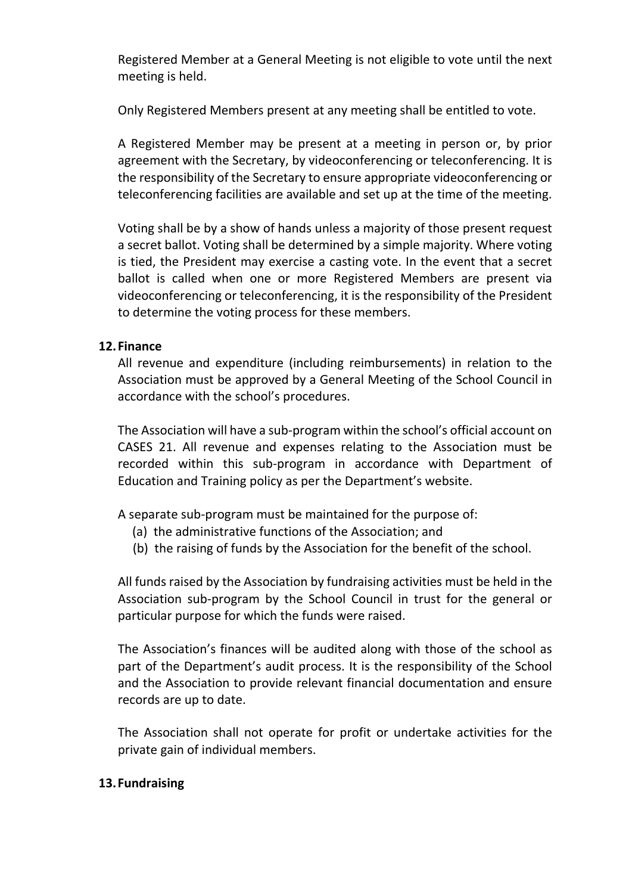Registered Member at a General Meeting is not eligible to vote until the next meeting is held.

Only Registered Members present at any meeting shall be entitled to vote.

A Registered Member may be present at a meeting in person or, by prior agreement with the Secretary, by videoconferencing or teleconferencing. It is the responsibility of the Secretary to ensure appropriate videoconferencing or teleconferencing facilities are available and set up at the time of the meeting.

Voting shall be by a show of hands unless a majority of those present request a secret ballot. Voting shall be determined by a simple majority. Where voting is tied, the President may exercise a casting vote. In the event that a secret ballot is called when one or more Registered Members are present via videoconferencing or teleconferencing, it is the responsibility of the President to determine the voting process for these members.

**12. Finance**

All revenue and expenditure (including reimbursements) in relation to the Association must be approved by a General Meeting of the School Council in accordance with the school's procedures.

The Association will have a sub-program within the school's official account on CASES 21. All revenue and expenses relating to the Association must be recorded within this sub-program in accordance with Department of Education and Training policy as per the Department's website.

A separate sub-program must be maintained for the purpose of:

(a) the administrative functions of the Association; and
(b) the raising of funds by the Association for the benefit of the school.

All funds raised by the Association by fundraising activities must be held in the Association sub-program by the School Council in trust for the general or particular purpose for which the funds were raised.

The Association's finances will be audited along with those of the school as part of the Department's audit process. It is the responsibility of the School and the Association to provide relevant financial documentation and ensure records are up to date.

The Association shall not operate for profit or undertake activities for the private gain of individual members.

**13. Fundraising**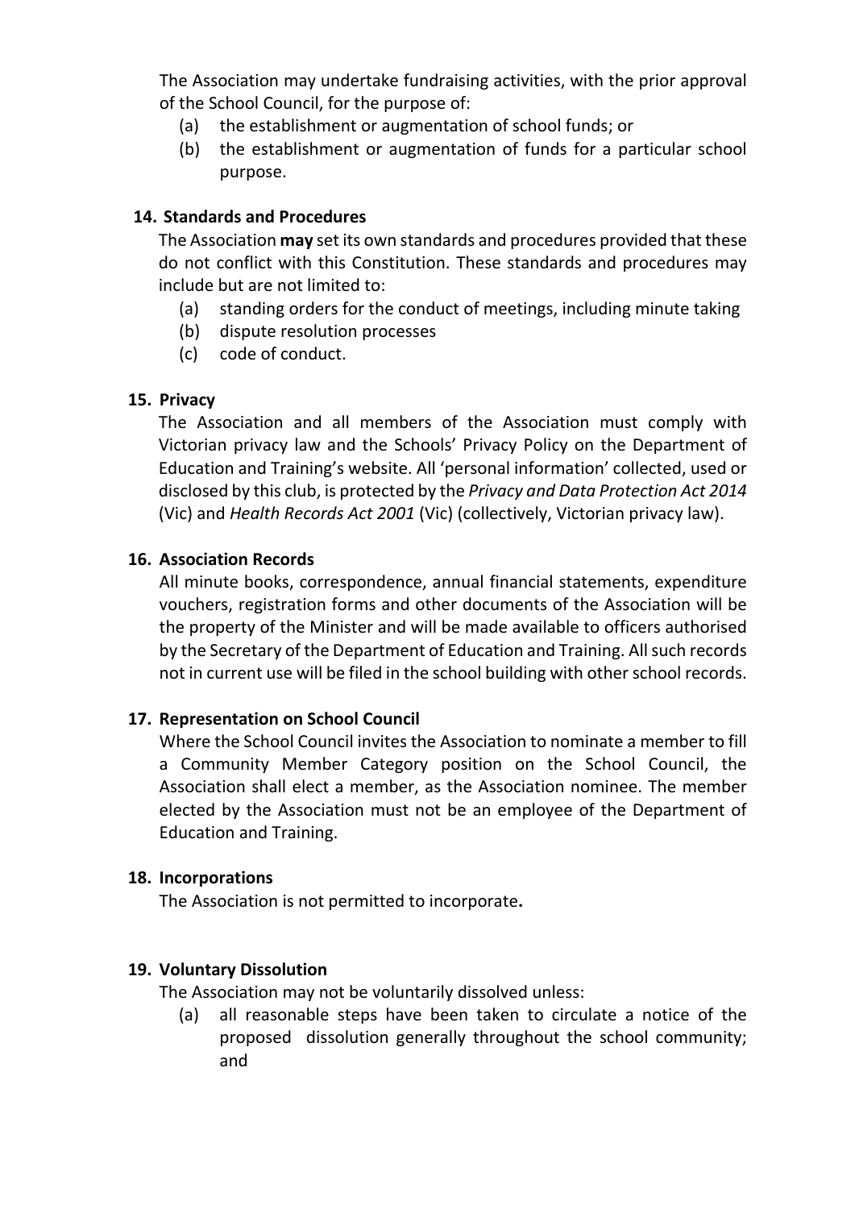The Association may undertake fundraising activities, with the prior approval of the School Council, for the purpose of:

(a) the establishment or augmentation of school funds; or
(b) the establishment or augmentation of funds for a particular school purpose.

**14. Standards and Procedures**

The Association **may** set its own standards and procedures provided that these do not conflict with this Constitution. These standards and procedures may include but are not limited to:

(a) standing orders for the conduct of meetings, including minute taking
(b) dispute resolution processes
(c) code of conduct.

**15. Privacy**

The Association and all members of the Association must comply with Victorian privacy law and the Schools' Privacy Policy on the Department of Education and Training's website. All 'personal information' collected, used or disclosed by this club, is protected by the *Privacy and Data Protection Act 2014* (Vic) and *Health Records Act 2001* (Vic) (collectively, Victorian privacy law).

**16. Association Records**

All minute books, correspondence, annual financial statements, expenditure vouchers, registration forms and other documents of the Association will be the property of the Minister and will be made available to officers authorised by the Secretary of the Department of Education and Training. All such records not in current use will be filed in the school building with other school records.

**17. Representation on School Council**

Where the School Council invites the Association to nominate a member to fill a Community Member Category position on the School Council, the Association shall elect a member, as the Association nominee. The member elected by the Association must not be an employee of the Department of Education and Training.

**18. Incorporations**

The Association is not permitted to incorporate**.**

**19. Voluntary Dissolution**

The Association may not be voluntarily dissolved unless:

(a) all reasonable steps have been taken to circulate a notice of the proposed dissolution generally throughout the school community; and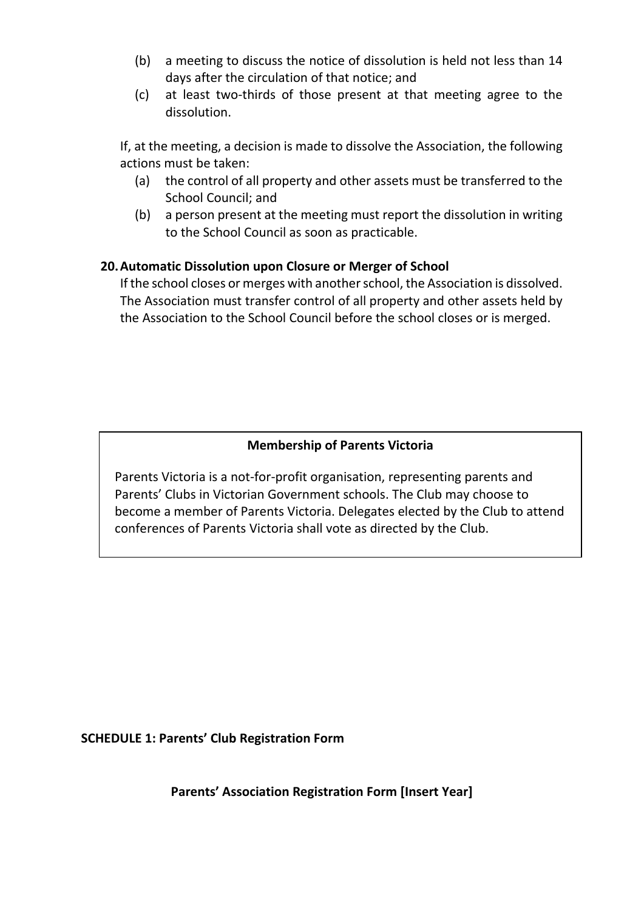(b) a meeting to discuss the notice of dissolution is held not less than 14 days after the circulation of that notice; and

(c) at least two-thirds of those present at that meeting agree to the dissolution.

If, at the meeting, a decision is made to dissolve the Association, the following actions must be taken:

(a) the control of all property and other assets must be transferred to the School Council; and

(b) a person present at the meeting must report the dissolution in writing to the School Council as soon as practicable.

**20. Automatic Dissolution upon Closure or Merger of School**

If the school closes or merges with another school, the Association is dissolved. The Association must transfer control of all property and other assets held by the Association to the School Council before the school closes or is merged.

**Membership of Parents Victoria**

Parents Victoria is a not-for-profit organisation, representing parents and Parents' Clubs in Victorian Government schools. The Club may choose to become a member of Parents Victoria. Delegates elected by the Club to attend conferences of Parents Victoria shall vote as directed by the Club.

**SCHEDULE 1: Parents' Club Registration Form**

**Parents' Association Registration Form [Insert Year]**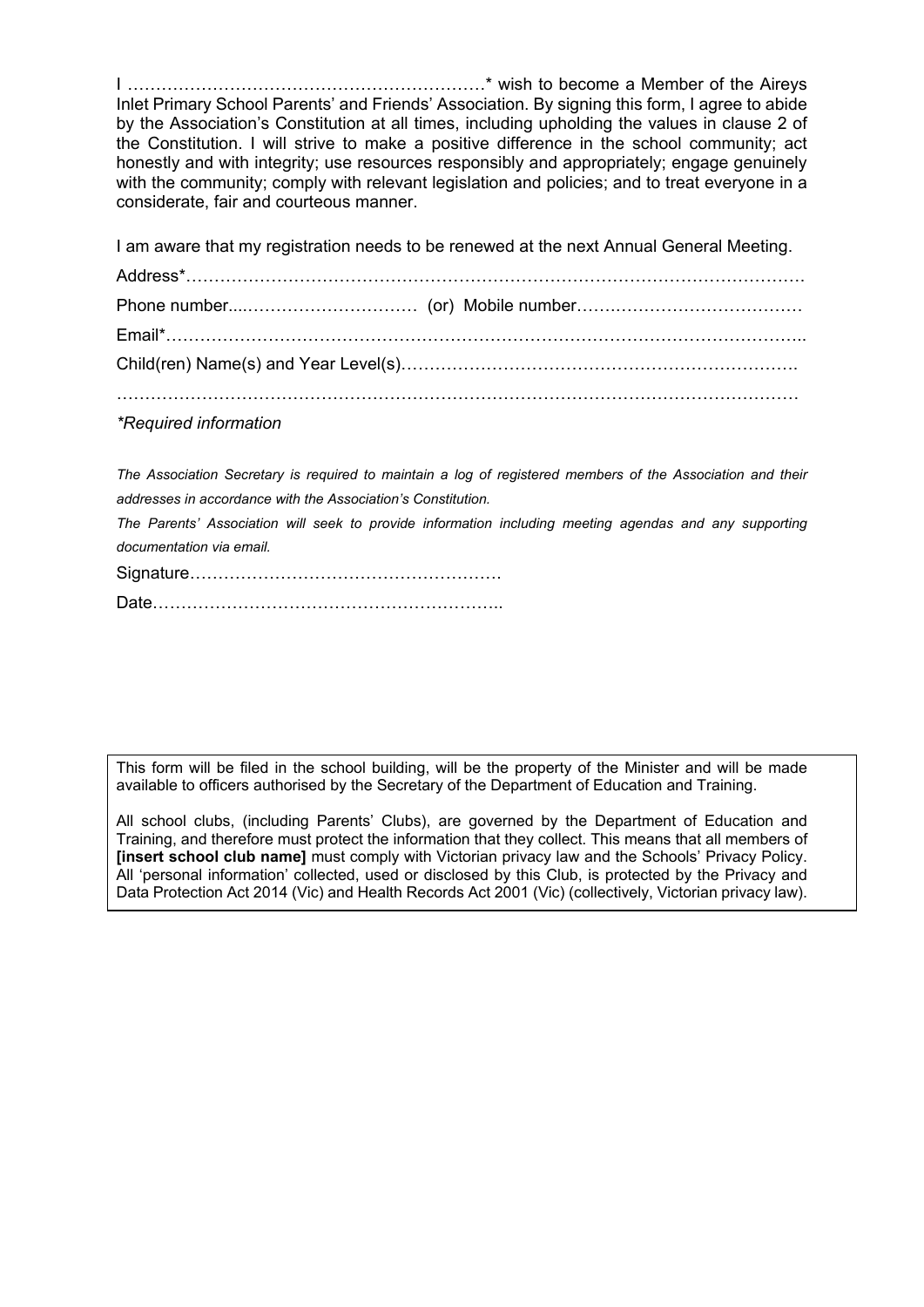I ……………………………………………………* wish to become a Member of the Aireys Inlet Primary School Parents' and Friends' Association. By signing this form, I agree to abide by the Association's Constitution at all times, including upholding the values in clause 2 of the Constitution. I will strive to make a positive difference in the school community; act honestly and with integrity; use resources responsibly and appropriately; engage genuinely with the community; comply with relevant legislation and policies; and to treat everyone in a considerate, fair and courteous manner.

I am aware that my registration needs to be renewed at the next Annual General Meeting.

Address*………………………………………………………………………………………………

Phone number....………………………… (or) Mobile number……..……………………………

Email*………………………………………………………………………………………………..

Child(ren) Name(s) and Year Level(s)…………………………………………………………….

………………………………………………………………………………………………………

*\*Required information*

*The Association Secretary is required to maintain a log of registered members of the Association and their addresses in accordance with the Association's Constitution.*

*The Parents' Association will seek to provide information including meeting agendas and any supporting documentation via email.*

Signature………………………………………………

Date……………………………………………………..

This form will be filed in the school building, will be the property of the Minister and will be made available to officers authorised by the Secretary of the Department of Education and Training.

All school clubs, (including Parents' Clubs), are governed by the Department of Education and Training, and therefore must protect the information that they collect. This means that all members of **[insert school club name]** must comply with Victorian privacy law and the Schools' Privacy Policy. All 'personal information' collected, used or disclosed by this Club, is protected by the Privacy and Data Protection Act 2014 (Vic) and Health Records Act 2001 (Vic) (collectively, Victorian privacy law).